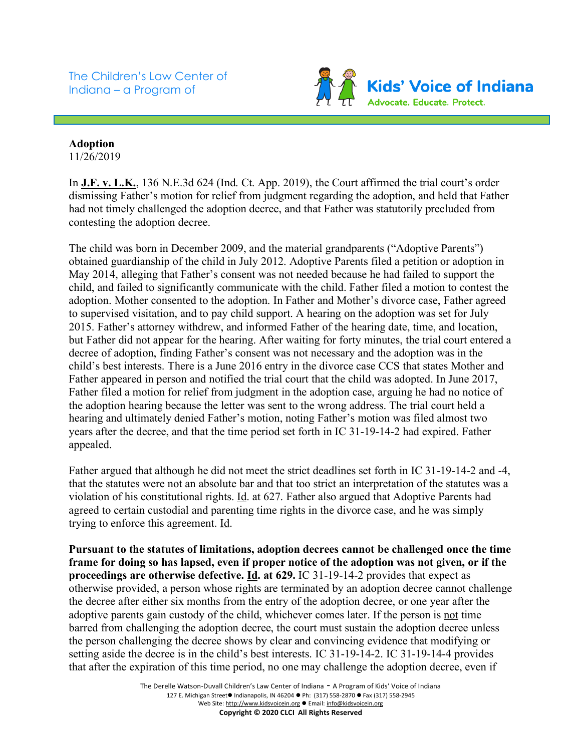The Children's Law Center of Indiana – a Program of

**Kids' Voice of Indiana**
Advocate. Educate. Protect.

**Adoption**
11/26/2019

In **J.F. v. L.K.**, 136 N.E.3d 624 (Ind. Ct. App. 2019), the Court affirmed the trial court's order dismissing Father's motion for relief from judgment regarding the adoption, and held that Father had not timely challenged the adoption decree, and that Father was statutorily precluded from contesting the adoption decree.

The child was born in December 2009, and the material grandparents ("Adoptive Parents") obtained guardianship of the child in July 2012. Adoptive Parents filed a petition or adoption in May 2014, alleging that Father's consent was not needed because he had failed to support the child, and failed to significantly communicate with the child. Father filed a motion to contest the adoption. Mother consented to the adoption. In Father and Mother's divorce case, Father agreed to supervised visitation, and to pay child support. A hearing on the adoption was set for July 2015. Father's attorney withdrew, and informed Father of the hearing date, time, and location, but Father did not appear for the hearing. After waiting for forty minutes, the trial court entered a decree of adoption, finding Father's consent was not necessary and the adoption was in the child's best interests. There is a June 2016 entry in the divorce case CCS that states Mother and Father appeared in person and notified the trial court that the child was adopted. In June 2017, Father filed a motion for relief from judgment in the adoption case, arguing he had no notice of the adoption hearing because the letter was sent to the wrong address. The trial court held a hearing and ultimately denied Father's motion, noting Father's motion was filed almost two years after the decree, and that the time period set forth in IC 31-19-14-2 had expired. Father appealed.

Father argued that although he did not meet the strict deadlines set forth in IC 31-19-14-2 and -4, that the statutes were not an absolute bar and that too strict an interpretation of the statutes was a violation of his constitutional rights. Id. at 627. Father also argued that Adoptive Parents had agreed to certain custodial and parenting time rights in the divorce case, and he was simply trying to enforce this agreement. Id.

**Pursuant to the statutes of limitations, adoption decrees cannot be challenged once the time frame for doing so has lapsed, even if proper notice of the adoption was not given, or if the proceedings are otherwise defective. Id. at 629.** IC 31-19-14-2 provides that expect as otherwise provided, a person whose rights are terminated by an adoption decree cannot challenge the decree after either six months from the entry of the adoption decree, or one year after the adoptive parents gain custody of the child, whichever comes later. If the person is not time barred from challenging the adoption decree, the court must sustain the adoption decree unless the person challenging the decree shows by clear and convincing evidence that modifying or setting aside the decree is in the child's best interests. IC 31-19-14-2. IC 31-19-14-4 provides that after the expiration of this time period, no one may challenge the adoption decree, even if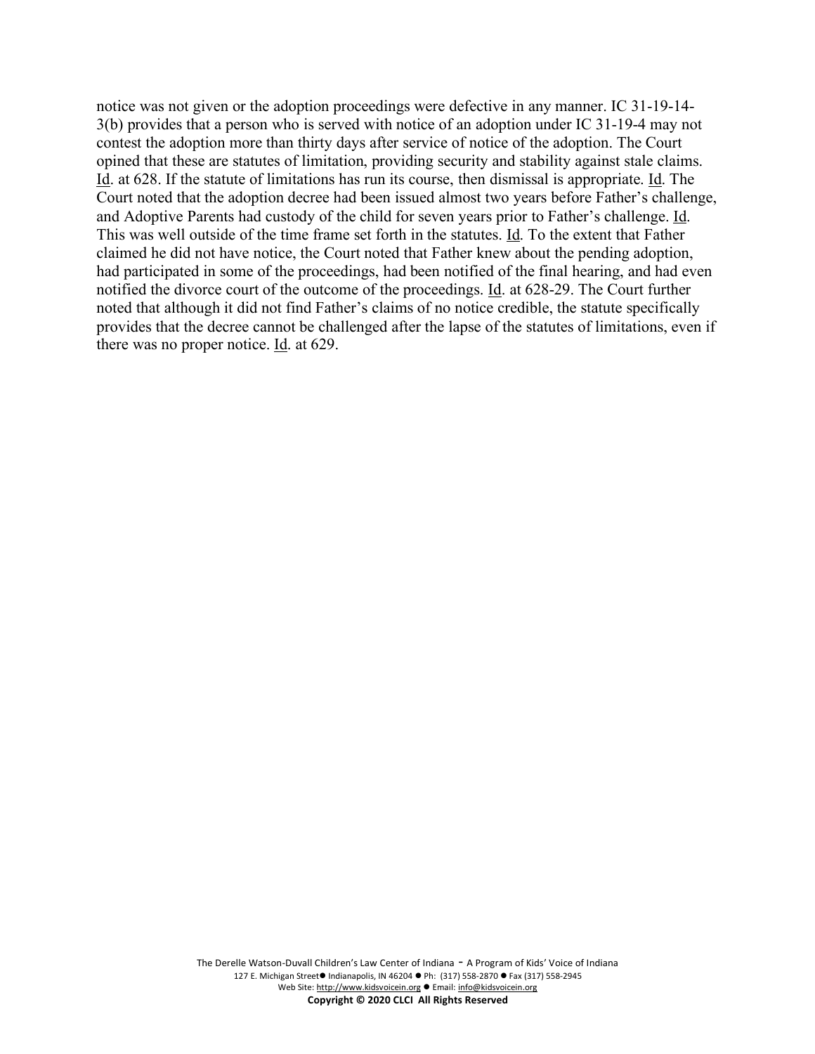notice was not given or the adoption proceedings were defective in any manner. IC 31-19-14-3(b) provides that a person who is served with notice of an adoption under IC 31-19-4 may not contest the adoption more than thirty days after service of notice of the adoption. The Court opined that these are statutes of limitation, providing security and stability against stale claims. Id. at 628. If the statute of limitations has run its course, then dismissal is appropriate. Id. The Court noted that the adoption decree had been issued almost two years before Father's challenge, and Adoptive Parents had custody of the child for seven years prior to Father's challenge. Id. This was well outside of the time frame set forth in the statutes. Id. To the extent that Father claimed he did not have notice, the Court noted that Father knew about the pending adoption, had participated in some of the proceedings, had been notified of the final hearing, and had even notified the divorce court of the outcome of the proceedings. Id. at 628-29. The Court further noted that although it did not find Father's claims of no notice credible, the statute specifically provides that the decree cannot be challenged after the lapse of the statutes of limitations, even if there was no proper notice. Id. at 629.